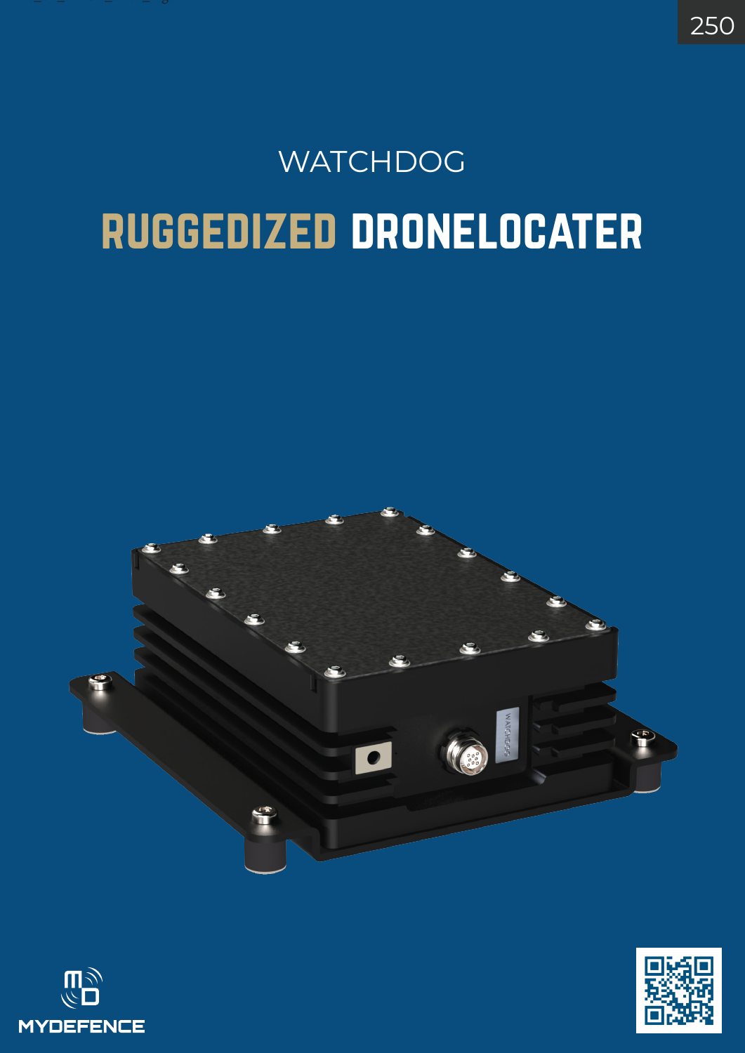# WATCHDOG

## RUGGEDIZED DRONELOCATER

MYDEFENCE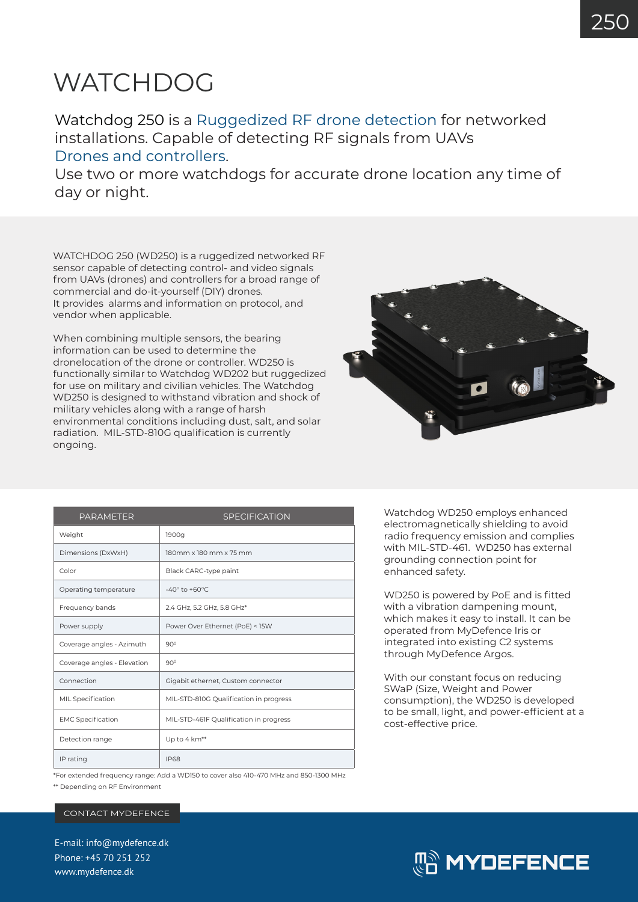# WATCHDOG

Watchdog 250 is a Ruggedized RF drone detection for networked installations. Capable of detecting RF signals from UAVs Drones and controllers.
Use two or more watchdogs for accurate drone location any time of day or night.

WATCHDOG 250 (WD250) is a ruggedized networked RF sensor capable of detecting control- and video signals from UAVs (drones) and controllers for a broad range of commercial and do-it-yourself (DIY) drones.
It provides alarms and information on protocol, and vendor when applicable.

When combining multiple sensors, the bearing information can be used to determine the dronelocation of the drone or controller. WD250 is functionally similar to Watchdog WD202 but ruggedized for use on military and civilian vehicles. The Watchdog WD250 is designed to withstand vibration and shock of military vehicles along with a range of harsh environmental conditions including dust, salt, and solar radiation. MIL-STD-810G qualification is currently ongoing.

| PARAMETER | SPECIFICATION |
|---|---|
| Weight | 1900g |
| Dimensions (DxWxH) | 180mm x 180 mm x 75 mm |
| Color | Black CARC-type paint |
| Operating temperature | -40° to +60°C |
| Frequency bands | 2.4 GHz, 5.2 GHz, 5.8 GHz* |
| Power supply | Power Over Ethernet (PoE) < 15W |
| Coverage angles - Azimuth | 90° |
| Coverage angles - Elevation | 90° |
| Connection | Gigabit ethernet, Custom connector |
| MIL Specification | MIL-STD-810G Qualification in progress |
| EMC Specification | MIL-STD-461F Qualification in progress |
| Detection range | Up to 4 km** |
| IP rating | IP68 |

*For extended frequency range: Add a WD150 to cover also 410-470 MHz and 850-1300 MHz
** Depending on RF Environment

Watchdog WD250 employs enhanced electromagnetically shielding to avoid radio frequency emission and complies with MIL-STD-461. WD250 has external grounding connection point for enhanced safety.

WD250 is powered by PoE and is fitted with a vibration dampening mount, which makes it easy to install. It can be operated from MyDefence Iris or integrated into existing C2 systems through MyDefence Argos.

With our constant focus on reducing SWaP (Size, Weight and Power consumption), the WD250 is developed to be small, light, and power-efficient at a cost-effective price.

CONTACT MYDEFENCE

E-mail: info@mydefence.dk
Phone: +45 70 251 252
www.mydefence.dk

MYDEFENCE